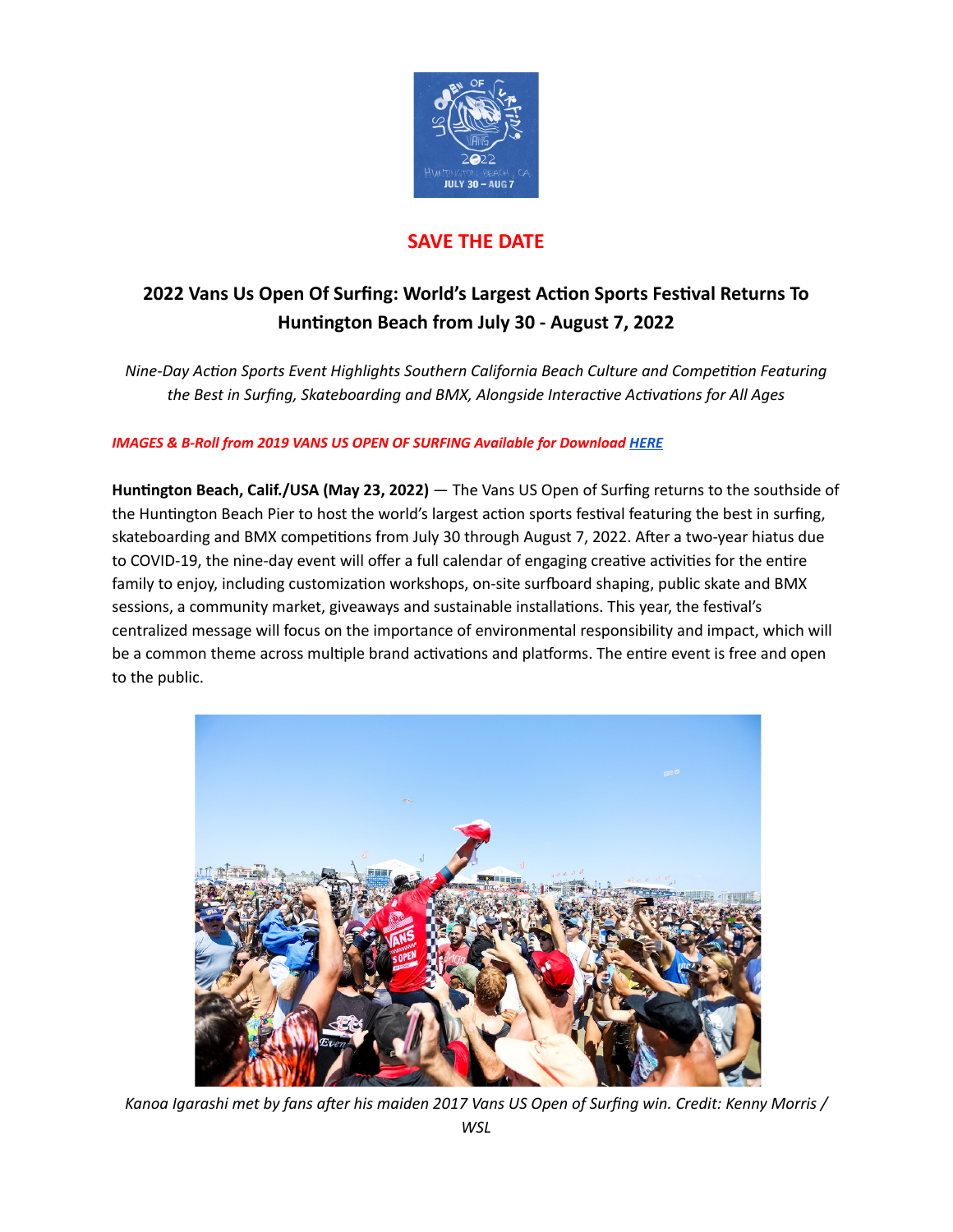## SAVE THE DATE

## 2022 Vans Us Open Of Surfing: World's Largest Action Sports Festival Returns To Huntington Beach from July 30 - August 7, 2022

*Nine-Day Action Sports Event Highlights Southern California Beach Culture and Competition Featuring the Best in Surfing, Skateboarding and BMX, Alongside Interactive Activations for All Ages*

***IMAGES & B-Roll from 2019 VANS US OPEN OF SURFING Available for Download HERE***

**Huntington Beach, Calif./USA (May 23, 2022)** — The Vans US Open of Surfing returns to the southside of the Huntington Beach Pier to host the world's largest action sports festival featuring the best in surfing, skateboarding and BMX competitions from July 30 through August 7, 2022. After a two-year hiatus due to COVID-19, the nine-day event will offer a full calendar of engaging creative activities for the entire family to enjoy, including customization workshops, on-site surfboard shaping, public skate and BMX sessions, a community market, giveaways and sustainable installations. This year, the festival's centralized message will focus on the importance of environmental responsibility and impact, which will be a common theme across multiple brand activations and platforms. The entire event is free and open to the public.

*Kanoa Igarashi met by fans after his maiden 2017 Vans US Open of Surfing win. Credit: Kenny Morris / WSL*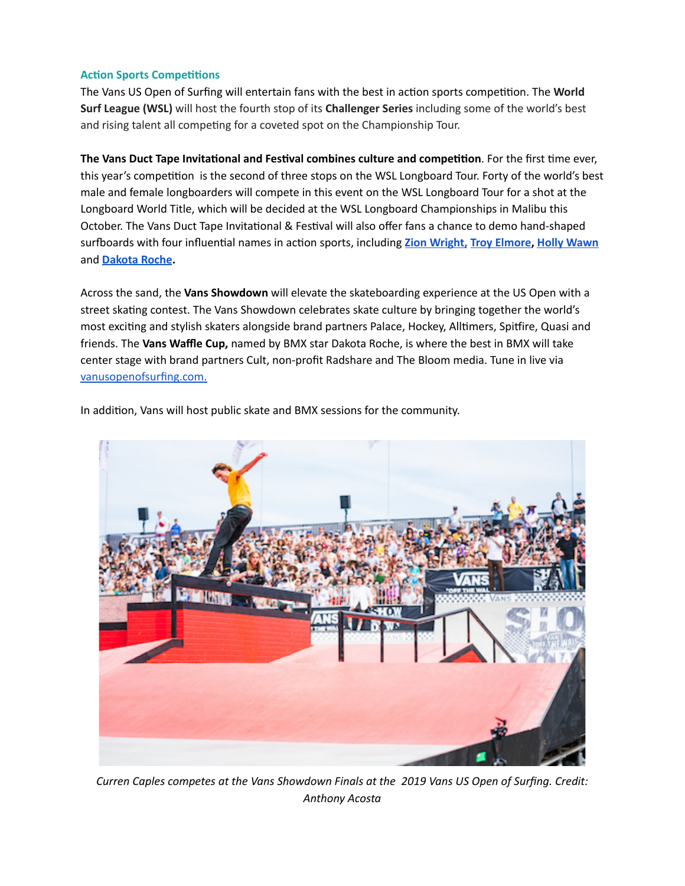### Action Sports Competitions

The Vans US Open of Surfing will entertain fans with the best in action sports competition. The **World Surf League (WSL)** will host the fourth stop of its **Challenger Series** including some of the world's best and rising talent all competing for a coveted spot on the Championship Tour.

**The Vans Duct Tape Invitational and Festival combines culture and competition**. For the first time ever, this year's competition is the second of three stops on the WSL Longboard Tour. Forty of the world's best male and female longboarders will compete in this event on the WSL Longboard Tour for a shot at the Longboard World Title, which will be decided at the WSL Longboard Championships in Malibu this October. The Vans Duct Tape Invitational & Festival will also offer fans a chance to demo hand-shaped surfboards with four influential names in action sports, including **Zion Wright, Troy Elmore, Holly Wawn** and **Dakota Roche.**

Across the sand, the **Vans Showdown** will elevate the skateboarding experience at the US Open with a street skating contest. The Vans Showdown celebrates skate culture by bringing together the world's most exciting and stylish skaters alongside brand partners Palace, Hockey, Alltimers, Spitfire, Quasi and friends. The **Vans Waffle Cup,** named by BMX star Dakota Roche, is where the best in BMX will take center stage with brand partners Cult, non-profit Radshare and The Bloom media. Tune in live via vanusopenofsurfing.com.

In addition, Vans will host public skate and BMX sessions for the community.

*Curren Caples competes at the Vans Showdown Finals at the 2019 Vans US Open of Surfing. Credit: Anthony Acosta*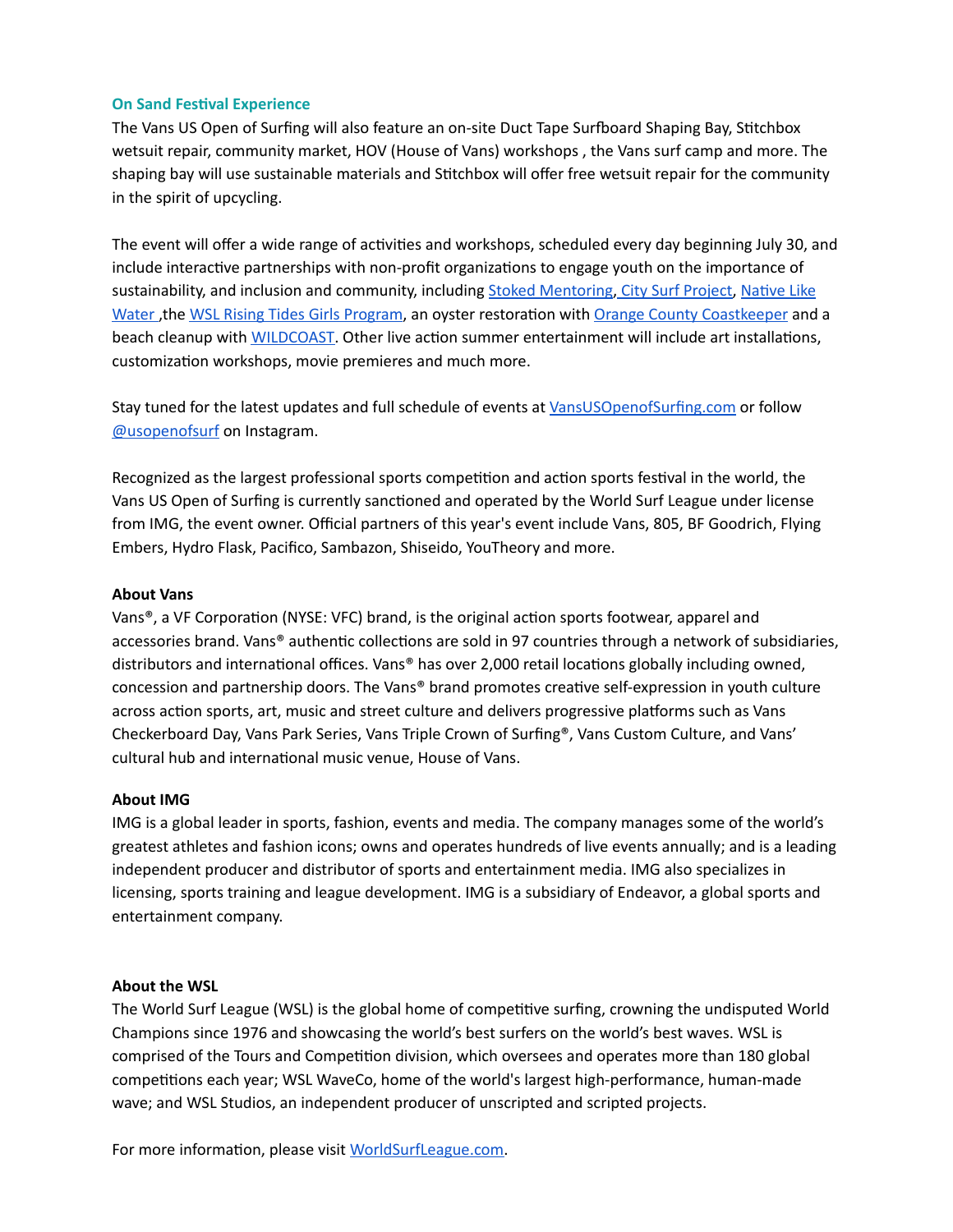## On Sand Festival Experience

The Vans US Open of Surfing will also feature an on-site Duct Tape Surfboard Shaping Bay, Stitchbox wetsuit repair, community market, HOV (House of Vans) workshops , the Vans surf camp and more. The shaping bay will use sustainable materials and Stitchbox will offer free wetsuit repair for the community in the spirit of upcycling.

The event will offer a wide range of activities and workshops, scheduled every day beginning July 30, and include interactive partnerships with non-profit organizations to engage youth on the importance of sustainability, and inclusion and community, including Stoked Mentoring, City Surf Project, Native Like Water ,the WSL Rising Tides Girls Program, an oyster restoration with Orange County Coastkeeper and a beach cleanup with WILDCOAST. Other live action summer entertainment will include art installations, customization workshops, movie premieres and much more.

Stay tuned for the latest updates and full schedule of events at VansUSOpenofSurfing.com or follow @usopenofsurf on Instagram.

Recognized as the largest professional sports competition and action sports festival in the world, the Vans US Open of Surfing is currently sanctioned and operated by the World Surf League under license from IMG, the event owner. Official partners of this year's event include Vans, 805, BF Goodrich, Flying Embers, Hydro Flask, Pacifico, Sambazon, Shiseido, YouTheory and more.

**About Vans**

Vans®, a VF Corporation (NYSE: VFC) brand, is the original action sports footwear, apparel and accessories brand. Vans® authentic collections are sold in 97 countries through a network of subsidiaries, distributors and international offices. Vans® has over 2,000 retail locations globally including owned, concession and partnership doors. The Vans® brand promotes creative self-expression in youth culture across action sports, art, music and street culture and delivers progressive platforms such as Vans Checkerboard Day, Vans Park Series, Vans Triple Crown of Surfing®, Vans Custom Culture, and Vans' cultural hub and international music venue, House of Vans.

**About IMG**

IMG is a global leader in sports, fashion, events and media. The company manages some of the world's greatest athletes and fashion icons; owns and operates hundreds of live events annually; and is a leading independent producer and distributor of sports and entertainment media. IMG also specializes in licensing, sports training and league development. IMG is a subsidiary of Endeavor, a global sports and entertainment company.

**About the WSL**

The World Surf League (WSL) is the global home of competitive surfing, crowning the undisputed World Champions since 1976 and showcasing the world's best surfers on the world's best waves. WSL is comprised of the Tours and Competition division, which oversees and operates more than 180 global competitions each year; WSL WaveCo, home of the world's largest high-performance, human-made wave; and WSL Studios, an independent producer of unscripted and scripted projects.

For more information, please visit WorldSurfLeague.com.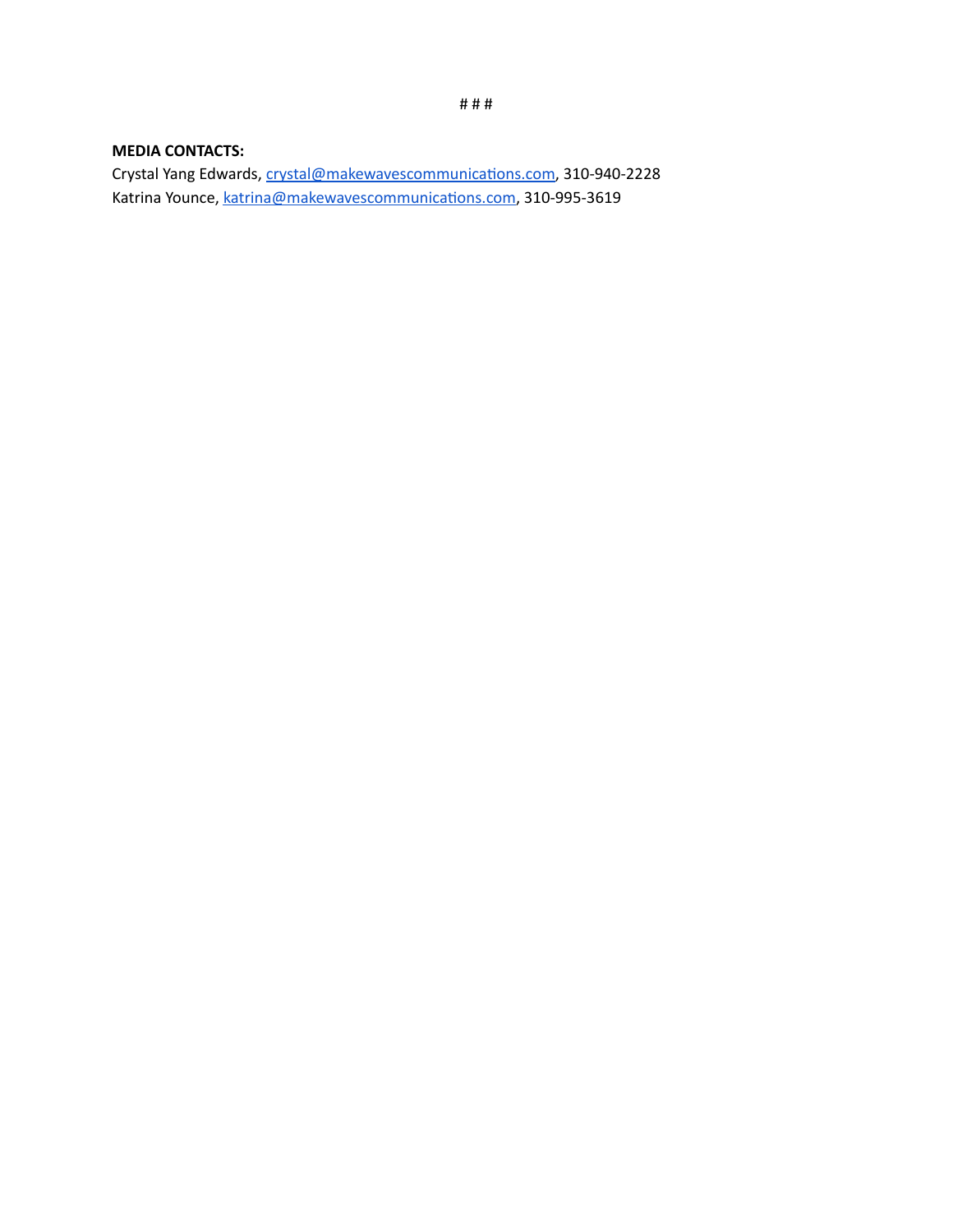# # #

**MEDIA CONTACTS:**
Crystal Yang Edwards, crystal@makewavescommunications.com, 310-940-2228
Katrina Younce, katrina@makewavescommunications.com, 310-995-3619